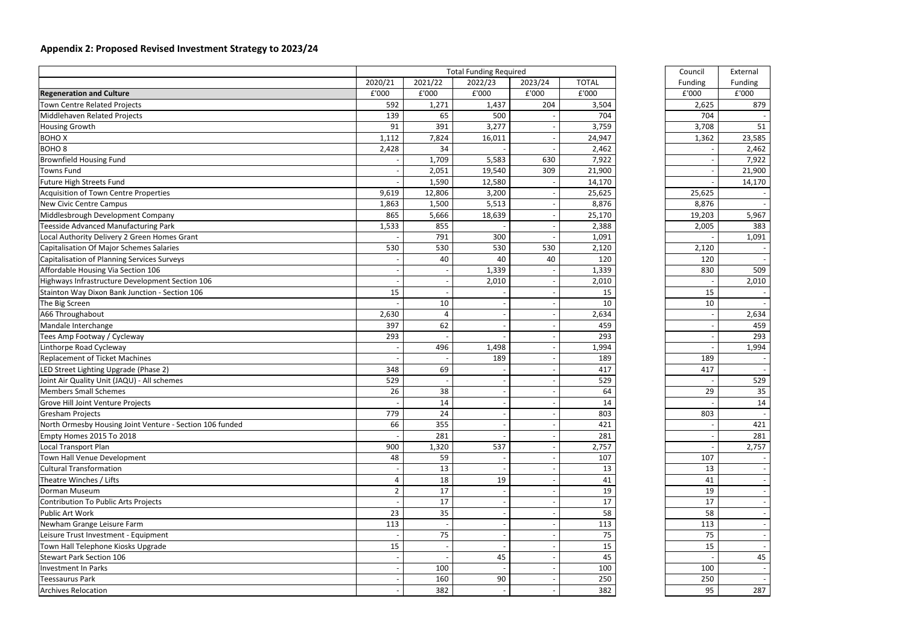## Appendix 2: Proposed Revised Investment Strategy to 2023/24

| | Total Funding Required | | | | | Council Funding | External Funding |
|---|---|---|---|---|---|---|---|
| | 2020/21 | 2021/22 | 2022/23 | 2023/24 | TOTAL | | |
| **Regeneration and Culture** | £'000 | £'000 | £'000 | £'000 | £'000 | £'000 | £'000 |
| Town Centre Related Projects | 592 | 1,271 | 1,437 | 204 | 3,504 | 2,625 | 879 |
| Middlehaven Related Projects | 139 | 65 | 500 | - | 704 | 704 | - |
| Housing Growth | 91 | 391 | 3,277 | - | 3,759 | 3,708 | 51 |
| BOHO X | 1,112 | 7,824 | 16,011 | - | 24,947 | 1,362 | 23,585 |
| BOHO 8 | 2,428 | 34 | - | - | 2,462 | - | 2,462 |
| Brownfield Housing Fund | - | 1,709 | 5,583 | 630 | 7,922 | - | 7,922 |
| Towns Fund | - | 2,051 | 19,540 | 309 | 21,900 | - | 21,900 |
| Future High Streets Fund | - | 1,590 | 12,580 | - | 14,170 | - | 14,170 |
| Acquisition of Town Centre Properties | 9,619 | 12,806 | 3,200 | - | 25,625 | 25,625 | - |
| New Civic Centre Campus | 1,863 | 1,500 | 5,513 | - | 8,876 | 8,876 | - |
| Middlesbrough Development Company | 865 | 5,666 | 18,639 | - | 25,170 | 19,203 | 5,967 |
| Teesside Advanced Manufacturing Park | 1,533 | 855 | - | - | 2,388 | 2,005 | 383 |
| Local Authority Delivery 2 Green Homes Grant | - | 791 | 300 | - | 1,091 | - | 1,091 |
| Capitalisation Of Major Schemes Salaries | 530 | 530 | 530 | 530 | 2,120 | 2,120 | - |
| Capitalisation of Planning Services Surveys | - | 40 | 40 | 40 | 120 | 120 | - |
| Affordable Housing Via Section 106 | - | - | 1,339 | - | 1,339 | 830 | 509 |
| Highways Infrastructure Development Section 106 | - | - | 2,010 | - | 2,010 | - | 2,010 |
| Stainton Way Dixon Bank Junction - Section 106 | 15 | - | - | - | 15 | 15 | - |
| The Big Screen | - | 10 | - | - | 10 | 10 | - |
| A66 Throughabout | 2,630 | 4 | - | - | 2,634 | - | 2,634 |
| Mandale Interchange | 397 | 62 | - | - | 459 | - | 459 |
| Tees Amp Footway / Cycleway | 293 | - | - | - | 293 | - | 293 |
| Linthorpe Road Cycleway | - | 496 | 1,498 | - | 1,994 | - | 1,994 |
| Replacement of Ticket Machines | - | - | 189 | - | 189 | 189 | - |
| LED Street Lighting Upgrade (Phase 2) | 348 | 69 | - | - | 417 | 417 | - |
| Joint Air Quality Unit (JAQU) - All schemes | 529 | - | - | - | 529 | - | 529 |
| Members Small Schemes | 26 | 38 | - | - | 64 | 29 | 35 |
| Grove Hill Joint Venture Projects | - | 14 | - | - | 14 | - | 14 |
| Gresham Projects | 779 | 24 | - | - | 803 | 803 | - |
| North Ormesby Housing Joint Venture - Section 106 funded | 66 | 355 | - | - | 421 | - | 421 |
| Empty Homes 2015 To 2018 | - | 281 | - | - | 281 | - | 281 |
| Local Transport Plan | 900 | 1,320 | 537 | - | 2,757 | - | 2,757 |
| Town Hall Venue Development | 48 | 59 | - | - | 107 | 107 | - |
| Cultural Transformation | - | 13 | - | - | 13 | 13 | - |
| Theatre Winches / Lifts | 4 | 18 | 19 | - | 41 | 41 | - |
| Dorman Museum | 2 | 17 | - | - | 19 | 19 | - |
| Contribution To Public Arts Projects | - | 17 | - | - | 17 | 17 | - |
| Public Art Work | 23 | 35 | - | - | 58 | 58 | - |
| Newham Grange Leisure Farm | 113 | - | - | - | 113 | 113 | - |
| Leisure Trust Investment - Equipment | - | 75 | - | - | 75 | 75 | - |
| Town Hall Telephone Kiosks Upgrade | 15 | - | - | - | 15 | 15 | - |
| Stewart Park Section 106 | - | - | 45 | - | 45 | - | 45 |
| Investment In Parks | - | 100 | - | - | 100 | 100 | - |
| Teessaurus Park | - | 160 | 90 | - | 250 | 250 | - |
| Archives Relocation | - | 382 | - | - | 382 | 95 | 287 |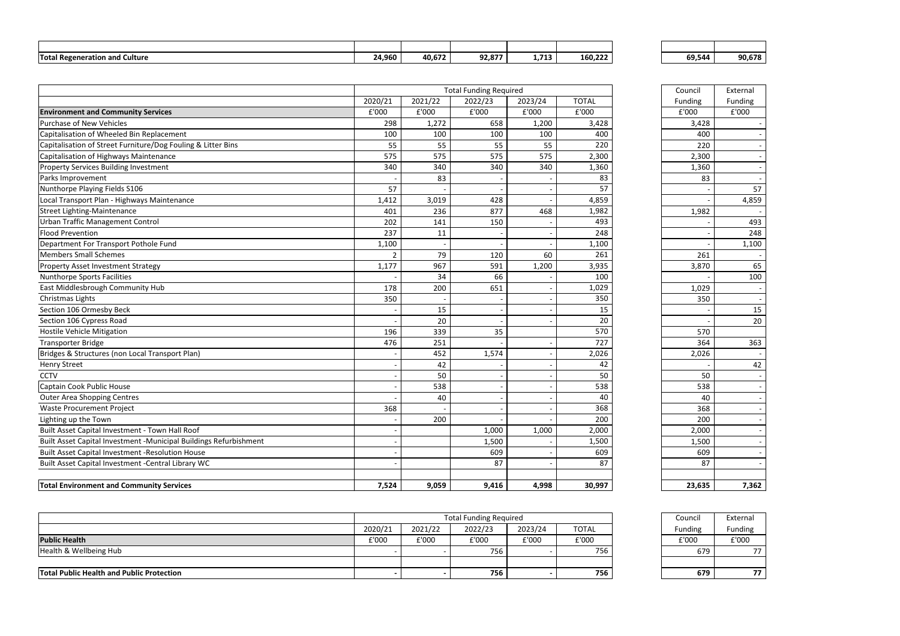| | | | | | | | |
|---|---|---|---|---|---|---|---|
| **Total Regeneration and Culture** | **24,960** | **40,672** | **92,877** | **1,713** | **160,222** | **69,544** | **90,678** |

| | Total Funding Required | | | | | Council Funding | External Funding |
|---|---|---|---|---|---|---|---|
| | 2020/21 | 2021/22 | 2022/23 | 2023/24 | TOTAL | | |
| **Environment and Community Services** | £'000 | £'000 | £'000 | £'000 | £'000 | £'000 | £'000 |
| Purchase of New Vehicles | 298 | 1,272 | 658 | 1,200 | 3,428 | 3,428 | - |
| Capitalisation of Wheeled Bin Replacement | 100 | 100 | 100 | 100 | 400 | 400 | - |
| Capitalisation of Street Furniture/Dog Fouling & Litter Bins | 55 | 55 | 55 | 55 | 220 | 220 | - |
| Capitalisation of Highways Maintenance | 575 | 575 | 575 | 575 | 2,300 | 2,300 | - |
| Property Services Building Investment | 340 | 340 | 340 | 340 | 1,360 | 1,360 | - |
| Parks Improvement | - | 83 | - | - | 83 | 83 | - |
| Nunthorpe Playing Fields S106 | 57 | - | - | - | 57 | - | 57 |
| Local Transport Plan - Highways Maintenance | 1,412 | 3,019 | 428 | - | 4,859 | - | 4,859 |
| Street Lighting-Maintenance | 401 | 236 | 877 | 468 | 1,982 | 1,982 | - |
| Urban Traffic Management Control | 202 | 141 | 150 | - | 493 | - | 493 |
| Flood Prevention | 237 | 11 | - | - | 248 | - | 248 |
| Department For Transport Pothole Fund | 1,100 | - | - | - | 1,100 | - | 1,100 |
| Members Small Schemes | 2 | 79 | 120 | 60 | 261 | 261 | - |
| Property Asset Investment Strategy | 1,177 | 967 | 591 | 1,200 | 3,935 | 3,870 | 65 |
| Nunthorpe Sports Facilities | - | 34 | 66 | - | 100 | - | 100 |
| East Middlesbrough Community Hub | 178 | 200 | 651 | - | 1,029 | 1,029 | - |
| Christmas Lights | 350 | - | - | - | 350 | 350 | - |
| Section 106 Ormesby Beck | - | 15 | - | - | 15 | - | 15 |
| Section 106 Cypress Road | - | 20 | - | - | 20 | - | 20 |
| Hostile Vehicle Mitigation | 196 | 339 | 35 | | 570 | 570 | |
| Transporter Bridge | 476 | 251 | - | - | 727 | 364 | 363 |
| Bridges & Structures (non Local Transport Plan) | - | 452 | 1,574 | - | 2,026 | 2,026 | - |
| Henry Street | - | 42 | - | - | 42 | - | 42 |
| CCTV | - | 50 | - | - | 50 | 50 | - |
| Captain Cook Public House | - | 538 | - | - | 538 | 538 | - |
| Outer Area Shopping Centres | - | 40 | - | - | 40 | 40 | - |
| Waste Procurement Project | 368 | - | - | - | 368 | 368 | - |
| Lighting up the Town | - | 200 | - | - | 200 | 200 | - |
| Built Asset Capital Investment - Town Hall Roof | - | | 1,000 | 1,000 | 2,000 | 2,000 | - |
| Built Asset Capital Investment -Municipal Buildings Refurbishment | - | | 1,500 | - | 1,500 | 1,500 | - |
| Built Asset Capital Investment -Resolution House | - | | 609 | - | 609 | 609 | - |
| Built Asset Capital Investment -Central Library WC | - | | 87 | - | 87 | 87 | - |
| | | | | | | | |
| **Total Environment and Community Services** | **7,524** | **9,059** | **9,416** | **4,998** | **30,997** | **23,635** | **7,362** |

| | Total Funding Required | | | | | Council Funding | External Funding |
|---|---|---|---|---|---|---|---|
| | 2020/21 | 2021/22 | 2022/23 | 2023/24 | TOTAL | | |
| **Public Health** | £'000 | £'000 | £'000 | £'000 | £'000 | £'000 | £'000 |
| Health & Wellbeing Hub | - | - | 756 | - | 756 | 679 | 77 |
| | | | | | | | |
| **Total Public Health and Public Protection** | **-** | **-** | **756** | **-** | **756** | **679** | **77** |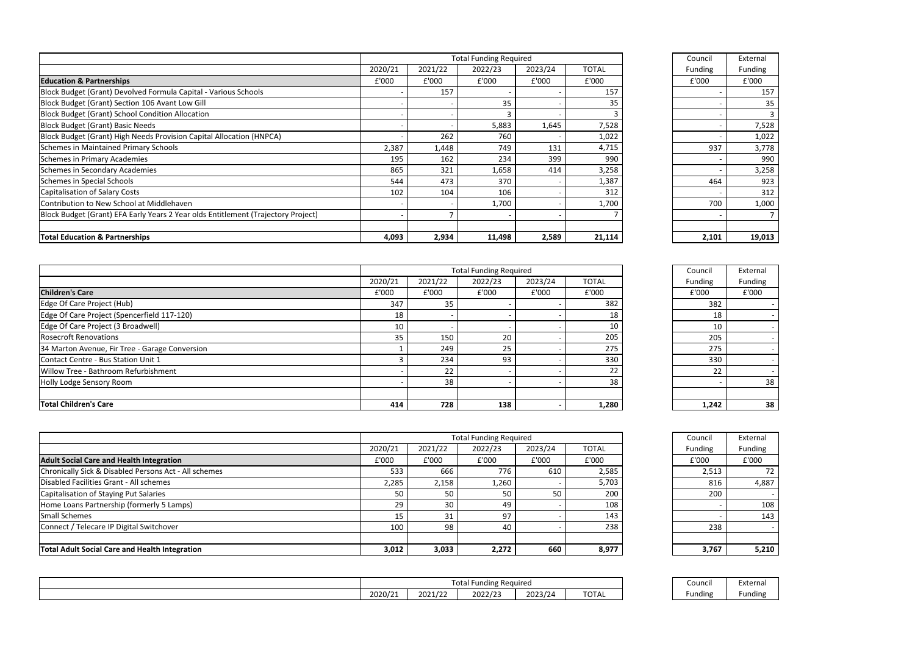| | Total Funding Required | | | | | Council | External |
|---|---|---|---|---|---|---|---|
| | 2020/21 | 2021/22 | 2022/23 | 2023/24 | TOTAL | Funding | Funding |
| **Education & Partnerships** | £'000 | £'000 | £'000 | £'000 | £'000 | £'000 | £'000 |
| Block Budget (Grant) Devolved Formula Capital - Various Schools | - | 157 | - | - | 157 | - | 157 |
| Block Budget (Grant) Section 106 Avant Low Gill | - | - | 35 | - | 35 | - | 35 |
| Block Budget (Grant) School Condition Allocation | - | - | 3 | - | 3 | - | 3 |
| Block Budget (Grant) Basic Needs | - | - | 5,883 | 1,645 | 7,528 | - | 7,528 |
| Block Budget (Grant) High Needs Provision Capital Allocation (HNPCA) | - | 262 | 760 | - | 1,022 | - | 1,022 |
| Schemes in Maintained Primary Schools | 2,387 | 1,448 | 749 | 131 | 4,715 | 937 | 3,778 |
| Schemes in Primary Academies | 195 | 162 | 234 | 399 | 990 | - | 990 |
| Schemes in Secondary Academies | 865 | 321 | 1,658 | 414 | 3,258 | - | 3,258 |
| Schemes in Special Schools | 544 | 473 | 370 | - | 1,387 | 464 | 923 |
| Capitalisation of Salary Costs | 102 | 104 | 106 | - | 312 | - | 312 |
| Contribution to New School at Middlehaven | - | - | 1,700 | - | 1,700 | 700 | 1,000 |
| Block Budget (Grant) EFA Early Years 2 Year olds Entitlement (Trajectory Project) | - | 7 | - | - | 7 | - | 7 |
| | | | | | | | |
| **Total Education & Partnerships** | **4,093** | **2,934** | **11,498** | **2,589** | **21,114** | **2,101** | **19,013** |

| | Total Funding Required | | | | | Council | External |
|---|---|---|---|---|---|---|---|
| | 2020/21 | 2021/22 | 2022/23 | 2023/24 | TOTAL | Funding | Funding |
| **Children's Care** | £'000 | £'000 | £'000 | £'000 | £'000 | £'000 | £'000 |
| Edge Of Care Project (Hub) | 347 | 35 | - | - | 382 | 382 | - |
| Edge Of Care Project (Spencerfield 117-120) | 18 | - | - | - | 18 | 18 | - |
| Edge Of Care Project (3 Broadwell) | 10 | - | - | - | 10 | 10 | - |
| Rosecroft Renovations | 35 | 150 | 20 | - | 205 | 205 | - |
| 34 Marton Avenue, Fir Tree - Garage Conversion | 1 | 249 | 25 | - | 275 | 275 | - |
| Contact Centre - Bus Station Unit 1 | 3 | 234 | 93 | - | 330 | 330 | - |
| Willow Tree - Bathroom Refurbishment | - | 22 | - | - | 22 | 22 | - |
| Holly Lodge Sensory Room | - | 38 | - | - | 38 | - | 38 |
| | | | | | | | |
| **Total Children's Care** | **414** | **728** | **138** | **-** | **1,280** | **1,242** | **38** |

| | Total Funding Required | | | | | Council | External |
|---|---|---|---|---|---|---|---|
| | 2020/21 | 2021/22 | 2022/23 | 2023/24 | TOTAL | Funding | Funding |
| **Adult Social Care and Health Integration** | £'000 | £'000 | £'000 | £'000 | £'000 | £'000 | £'000 |
| Chronically Sick & Disabled Persons Act - All schemes | 533 | 666 | 776 | 610 | 2,585 | 2,513 | 72 |
| Disabled Facilities Grant - All schemes | 2,285 | 2,158 | 1,260 | - | 5,703 | 816 | 4,887 |
| Capitalisation of Staying Put Salaries | 50 | 50 | 50 | 50 | 200 | 200 | - |
| Home Loans Partnership (formerly 5 Lamps) | 29 | 30 | 49 | - | 108 | - | 108 |
| Small Schemes | 15 | 31 | 97 | - | 143 | - | 143 |
| Connect / Telecare IP Digital Switchover | 100 | 98 | 40 | - | 238 | 238 | - |
| | | | | | | | |
| **Total Adult Social Care and Health Integration** | **3,012** | **3,033** | **2,272** | **660** | **8,977** | **3,767** | **5,210** |

| | Total Funding Required | | | | | Council | External |
|---|---|---|---|---|---|---|---|
| | 2020/21 | 2021/22 | 2022/23 | 2023/24 | TOTAL | Funding | Funding |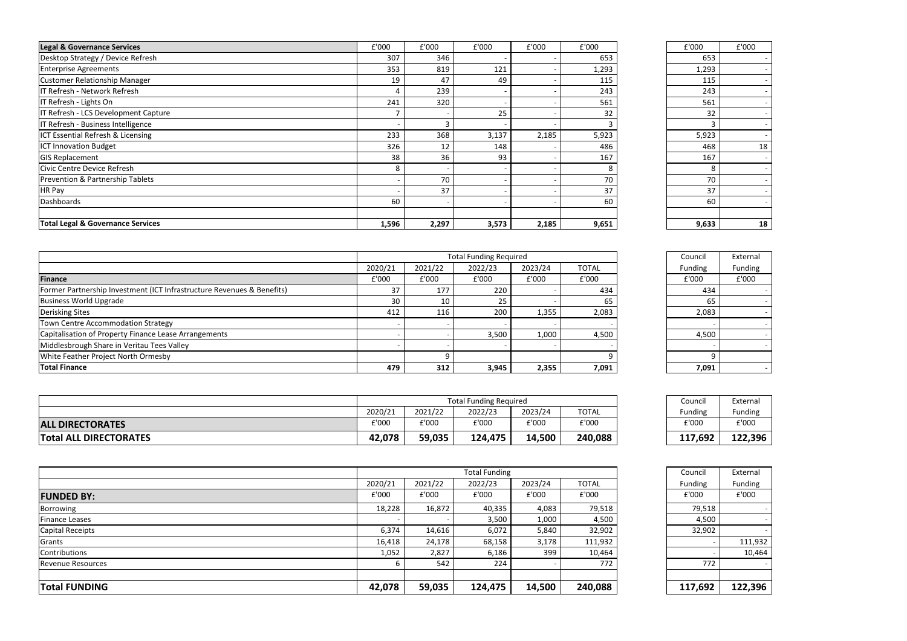| Legal & Governance Services | £'000 | £'000 | £'000 | £'000 | £'000 | £'000 | £'000 |
|---|---|---|---|---|---|---|---|
| Desktop Strategy / Device Refresh | 307 | 346 | - | - | 653 | 653 | - |
| Enterprise Agreements | 353 | 819 | 121 | - | 1,293 | 1,293 | - |
| Customer Relationship Manager | 19 | 47 | 49 | - | 115 | 115 | - |
| IT Refresh - Network Refresh | 4 | 239 | - | - | 243 | 243 | - |
| IT Refresh - Lights On | 241 | 320 | - | - | 561 | 561 | - |
| IT Refresh - LCS Development Capture | 7 | - | 25 | - | 32 | 32 | - |
| IT Refresh - Business Intelligence | - | 3 | - | - | 3 | 3 | - |
| ICT Essential Refresh & Licensing | 233 | 368 | 3,137 | 2,185 | 5,923 | 5,923 | - |
| ICT Innovation Budget | 326 | 12 | 148 | - | 486 | 468 | 18 |
| GIS Replacement | 38 | 36 | 93 | - | 167 | 167 | - |
| Civic Centre Device Refresh | 8 | - | - | - | 8 | 8 | - |
| Prevention & Partnership Tablets | - | 70 | - | - | 70 | 70 | - |
| HR Pay | - | 37 | - | - | 37 | 37 | - |
| Dashboards | 60 | - | - | - | 60 | 60 | - |
| | | | | | | | |
| **Total Legal & Governance Services** | **1,596** | **2,297** | **3,573** | **2,185** | **9,651** | **9,633** | **18** |

| | Total Funding Required | | | | | Council Funding | External Funding |
|---|---|---|---|---|---|---|---|
| | 2020/21 | 2021/22 | 2022/23 | 2023/24 | TOTAL | | |
| **Finance** | £'000 | £'000 | £'000 | £'000 | £'000 | £'000 | £'000 |
| Former Partnership Investment (ICT Infrastructure Revenues & Benefits) | 37 | 177 | 220 | - | 434 | 434 | - |
| Business World Upgrade | 30 | 10 | 25 | - | 65 | 65 | - |
| Derisking Sites | 412 | 116 | 200 | 1,355 | 2,083 | 2,083 | - |
| Town Centre Accommodation Strategy | - | - | - | - | - | - | - |
| Capitalisation of Property Finance Lease Arrangements | - | - | 3,500 | 1,000 | 4,500 | 4,500 | - |
| Middlesbrough Share in Veritau Tees Valley | - | - | - | - | - | - | - |
| White Feather Project North Ormesby | | 9 | | | 9 | 9 | |
| **Total Finance** | **479** | **312** | **3,945** | **2,355** | **7,091** | **7,091** | **-** |

| | Total Funding Required | | | | | Council Funding | External Funding |
|---|---|---|---|---|---|---|---|
| | 2020/21 | 2021/22 | 2022/23 | 2023/24 | TOTAL | | |
| **ALL DIRECTORATES** | £'000 | £'000 | £'000 | £'000 | £'000 | £'000 | £'000 |
| **Total ALL DIRECTORATES** | **42,078** | **59,035** | **124,475** | **14,500** | **240,088** | **117,692** | **122,396** |

| | Total Funding | | | | | Council Funding | External Funding |
|---|---|---|---|---|---|---|---|
| | 2020/21 | 2021/22 | 2022/23 | 2023/24 | TOTAL | | |
| **FUNDED BY:** | £'000 | £'000 | £'000 | £'000 | £'000 | £'000 | £'000 |
| Borrowing | 18,228 | 16,872 | 40,335 | 4,083 | 79,518 | 79,518 | - |
| Finance Leases | - | - | 3,500 | 1,000 | 4,500 | 4,500 | - |
| Capital Receipts | 6,374 | 14,616 | 6,072 | 5,840 | 32,902 | 32,902 | - |
| Grants | 16,418 | 24,178 | 68,158 | 3,178 | 111,932 | - | 111,932 |
| Contributions | 1,052 | 2,827 | 6,186 | 399 | 10,464 | - | 10,464 |
| Revenue Resources | 6 | 542 | 224 | - | 772 | 772 | - |
| | | | | | | | |
| **Total FUNDING** | **42,078** | **59,035** | **124,475** | **14,500** | **240,088** | **117,692** | **122,396** |